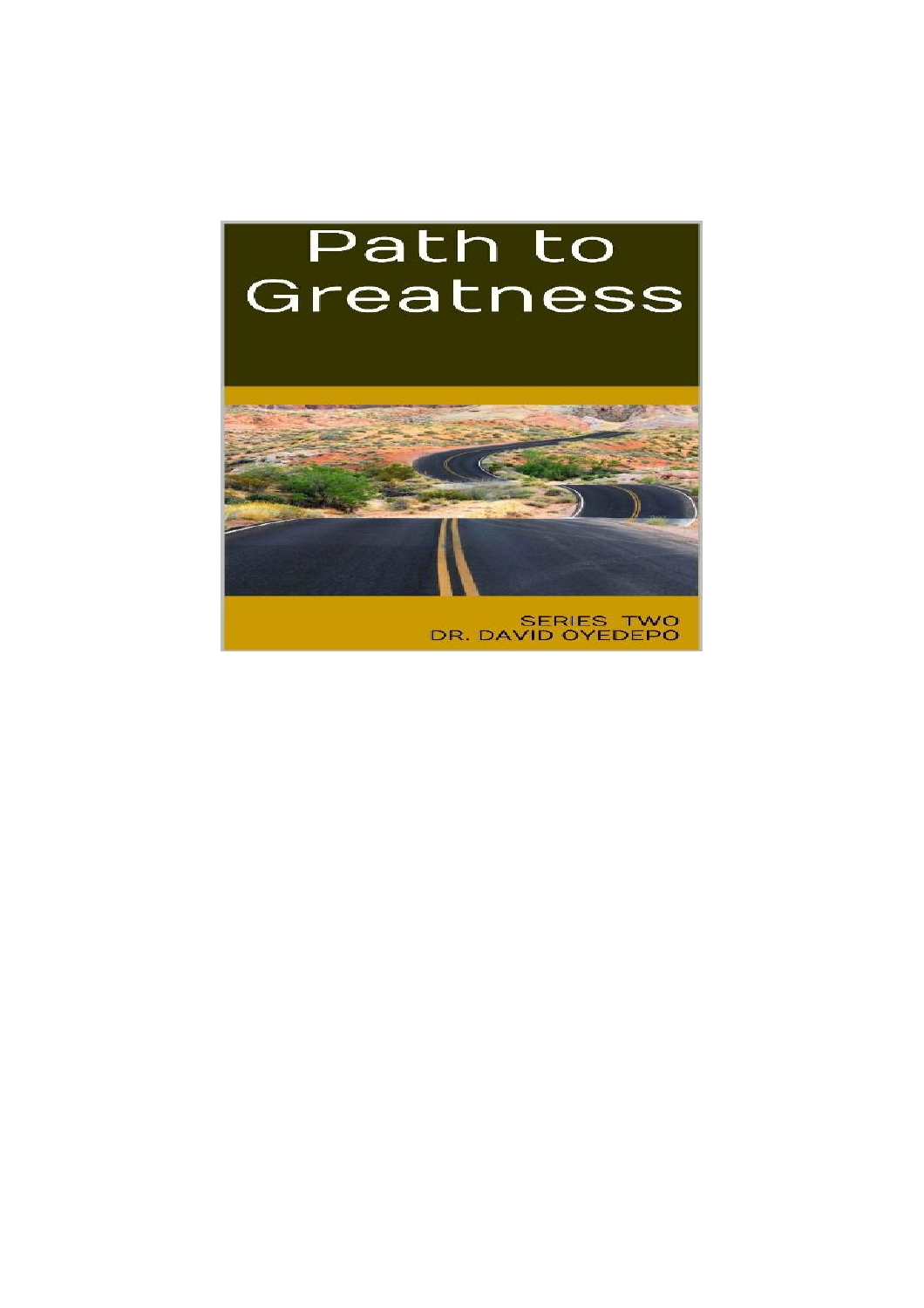# Path to Greatness

SERIES TWO

DR. DAVID OYEDEPO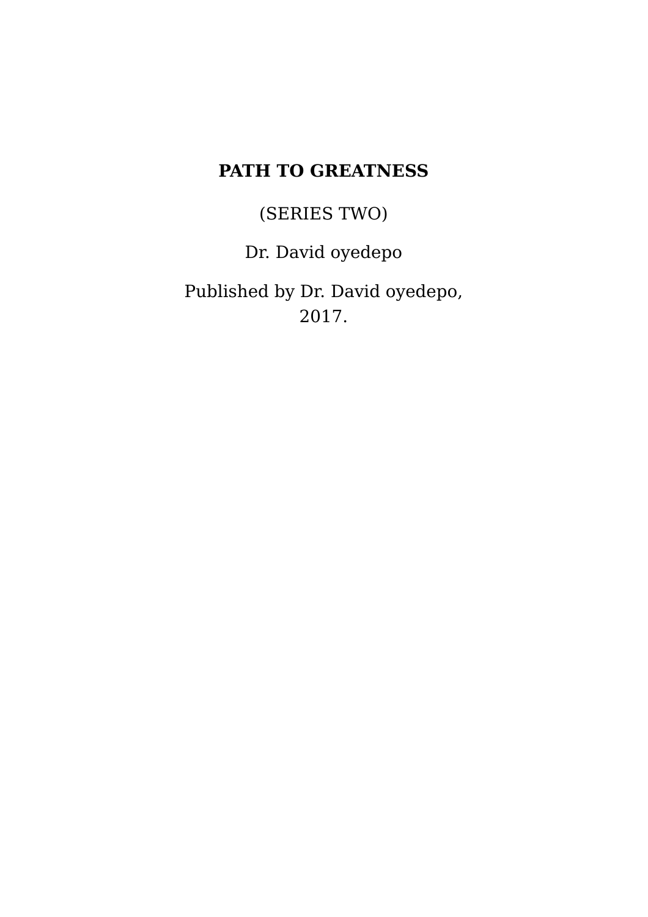# PATH TO GREATNESS

(SERIES TWO)

Dr. David oyedepo

Published by Dr. David oyedepo, 2017.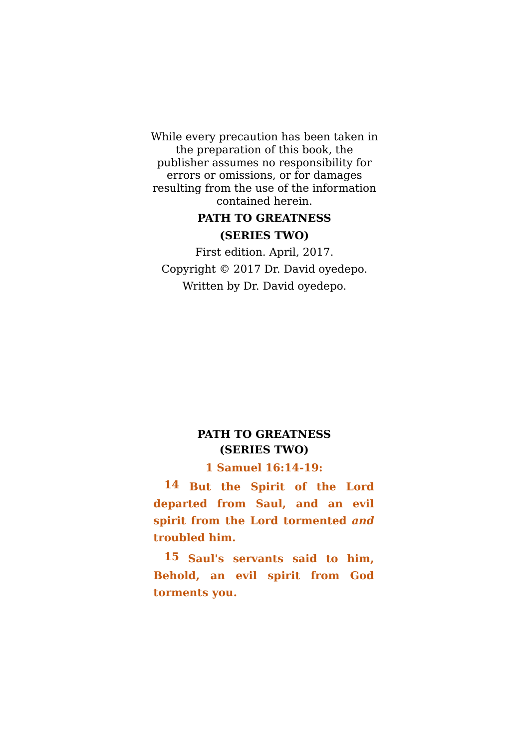While every precaution has been taken in the preparation of this book, the publisher assumes no responsibility for errors or omissions, or for damages resulting from the use of the information contained herein.

**PATH TO GREATNESS**

**(SERIES TWO)**

First edition. April, 2017.

Copyright © 2017 Dr. David oyedepo.

Written by Dr. David oyedepo.

# PATH TO GREATNESS (SERIES TWO)

**1 Samuel 16:14-19:**

**14 But the Spirit of the Lord departed from Saul, and an evil spirit from the Lord tormented *and* troubled him.**

**15 Saul's servants said to him, Behold, an evil spirit from God torments you.**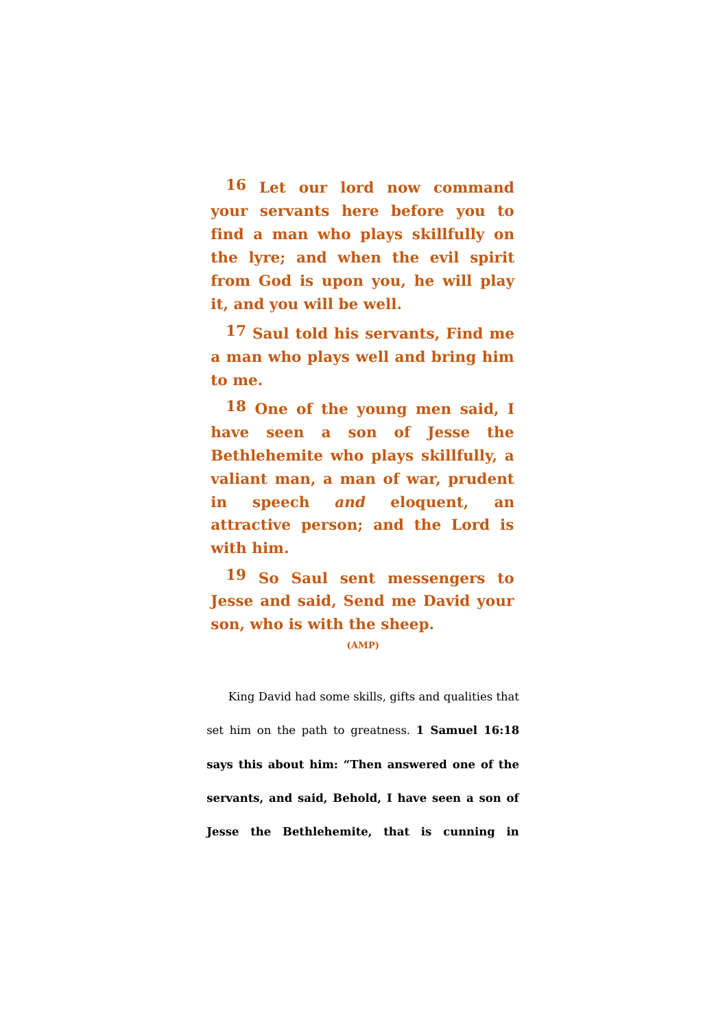**16 Let our lord now command your servants here before you to find a man who plays skillfully on the lyre; and when the evil spirit from God is upon you, he will play it, and you will be well.**

**17 Saul told his servants, Find me a man who plays well and bring him to me.**

**18 One of the young men said, I have seen a son of Jesse the Bethlehemite who plays skillfully, a valiant man, a man of war, prudent in speech *and* eloquent, an attractive person; and the Lord is with him.**

**19 So Saul sent messengers to Jesse and said, Send me David your son, who is with the sheep.**

**(AMP)**

King David had some skills, gifts and qualities that set him on the path to greatness. **1 Samuel 16:18 says this about him: "Then answered one of the servants, and said, Behold, I have seen a son of Jesse the Bethlehemite, that is cunning in**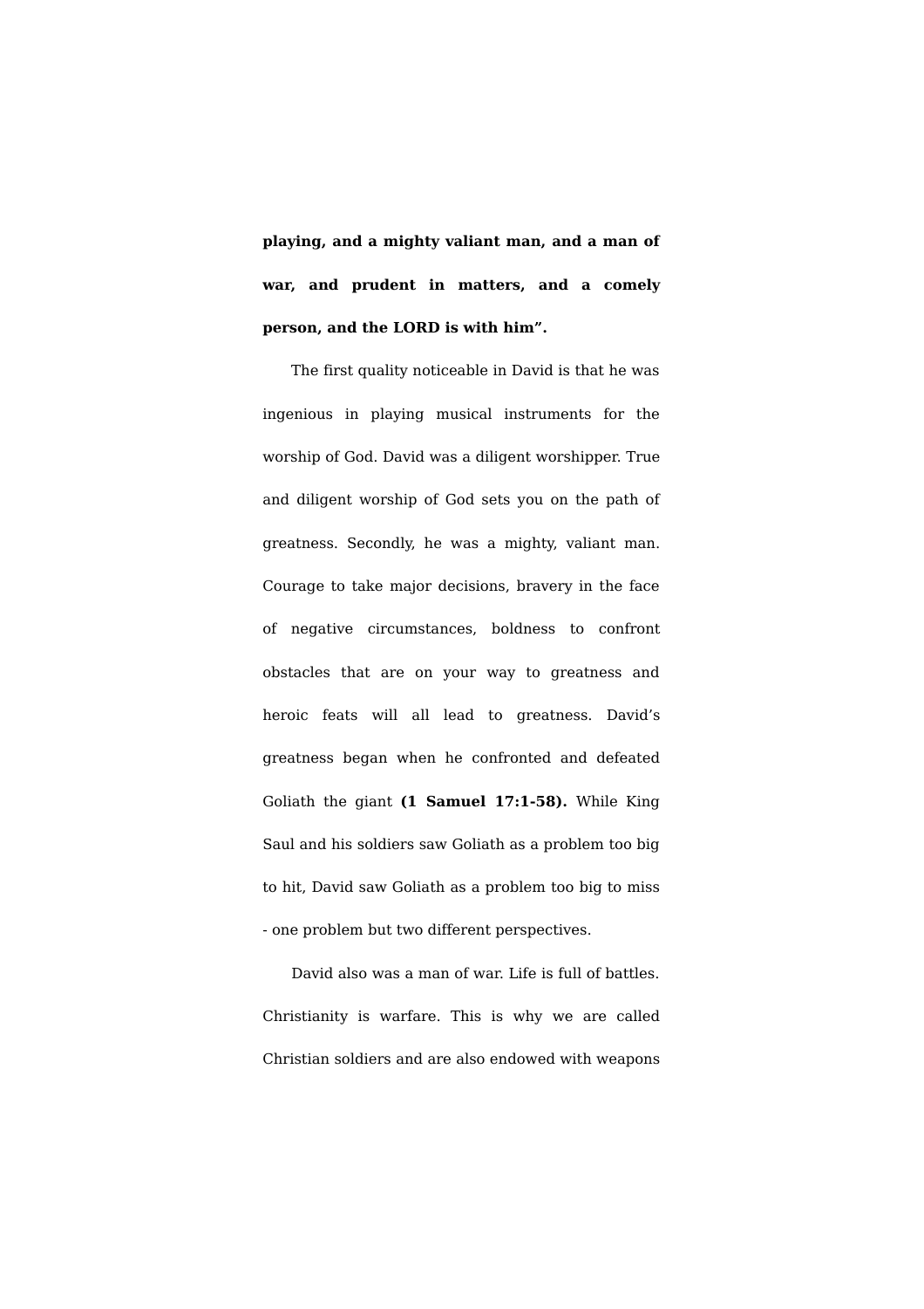**playing, and a mighty valiant man, and a man of war, and prudent in matters, and a comely person, and the LORD is with him".**

The first quality noticeable in David is that he was ingenious in playing musical instruments for the worship of God. David was a diligent worshipper. True and diligent worship of God sets you on the path of greatness. Secondly, he was a mighty, valiant man. Courage to take major decisions, bravery in the face of negative circumstances, boldness to confront obstacles that are on your way to greatness and heroic feats will all lead to greatness. David's greatness began when he confronted and defeated Goliath the giant **(1 Samuel 17:1-58).** While King Saul and his soldiers saw Goliath as a problem too big to hit, David saw Goliath as a problem too big to miss - one problem but two different perspectives.

David also was a man of war. Life is full of battles. Christianity is warfare. This is why we are called Christian soldiers and are also endowed with weapons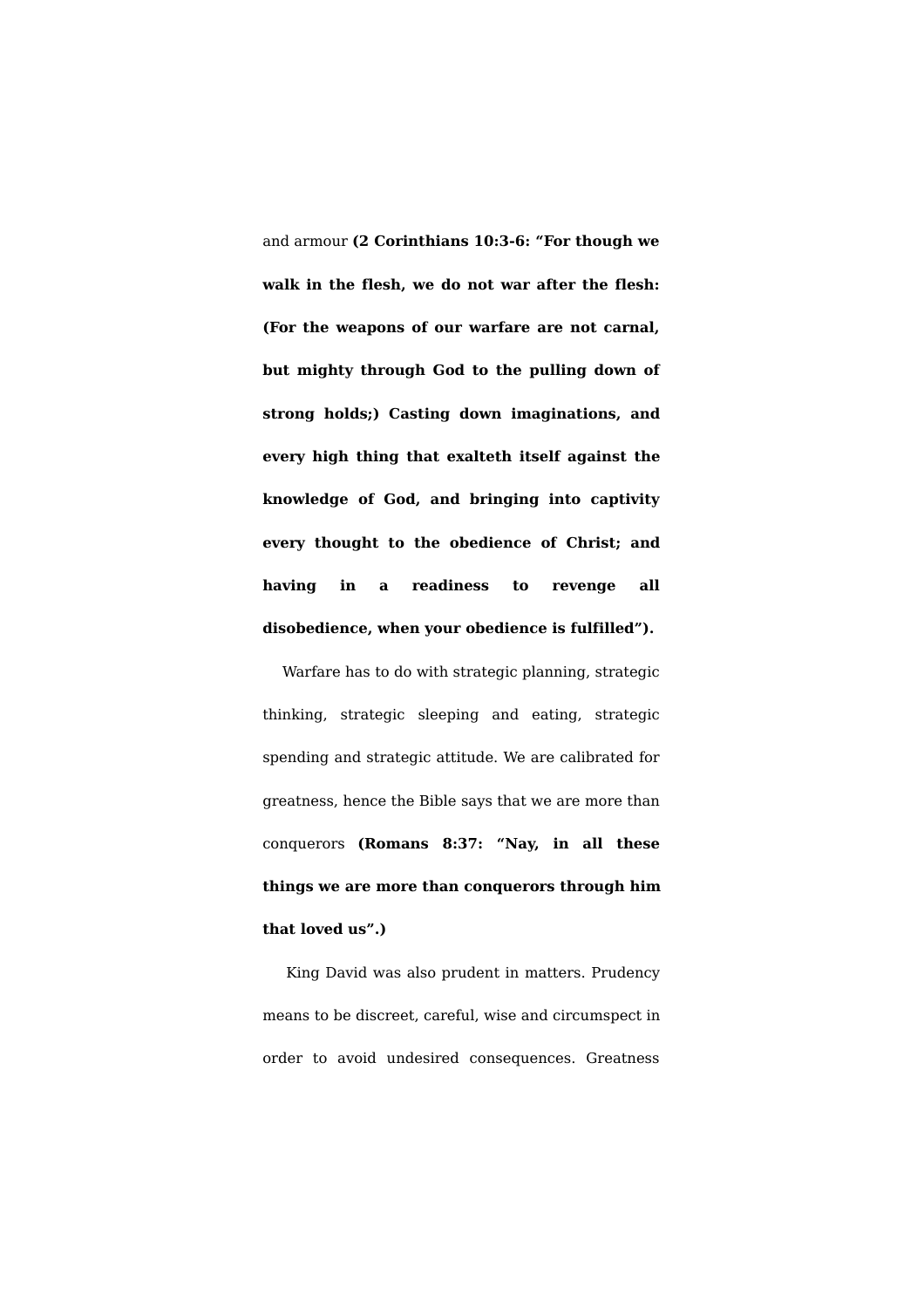and armour **(2 Corinthians 10:3-6: "For though we walk in the flesh, we do not war after the flesh: (For the weapons of our warfare are not carnal, but mighty through God to the pulling down of strong holds;) Casting down imaginations, and every high thing that exalteth itself against the knowledge of God, and bringing into captivity every thought to the obedience of Christ; and having in a readiness to revenge all disobedience, when your obedience is fulfilled").**

Warfare has to do with strategic planning, strategic thinking, strategic sleeping and eating, strategic spending and strategic attitude. We are calibrated for greatness, hence the Bible says that we are more than conquerors **(Romans 8:37: "Nay, in all these things we are more than conquerors through him that loved us".)**

King David was also prudent in matters. Prudency means to be discreet, careful, wise and circumspect in order to avoid undesired consequences. Greatness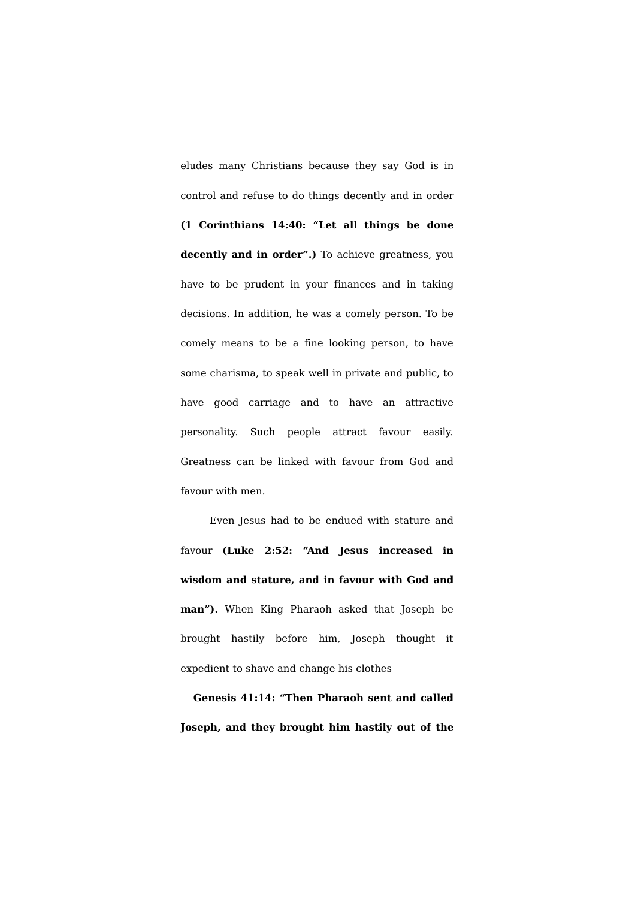eludes many Christians because they say God is in control and refuse to do things decently and in order **(1 Corinthians 14:40: "Let all things be done decently and in order".)** To achieve greatness, you have to be prudent in your finances and in taking decisions. In addition, he was a comely person. To be comely means to be a fine looking person, to have some charisma, to speak well in private and public, to have good carriage and to have an attractive personality. Such people attract favour easily. Greatness can be linked with favour from God and favour with men.

Even Jesus had to be endued with stature and favour **(Luke 2:52: "And Jesus increased in wisdom and stature, and in favour with God and man").** When King Pharaoh asked that Joseph be brought hastily before him, Joseph thought it expedient to shave and change his clothes

**Genesis 41:14: "Then Pharaoh sent and called Joseph, and they brought him hastily out of the**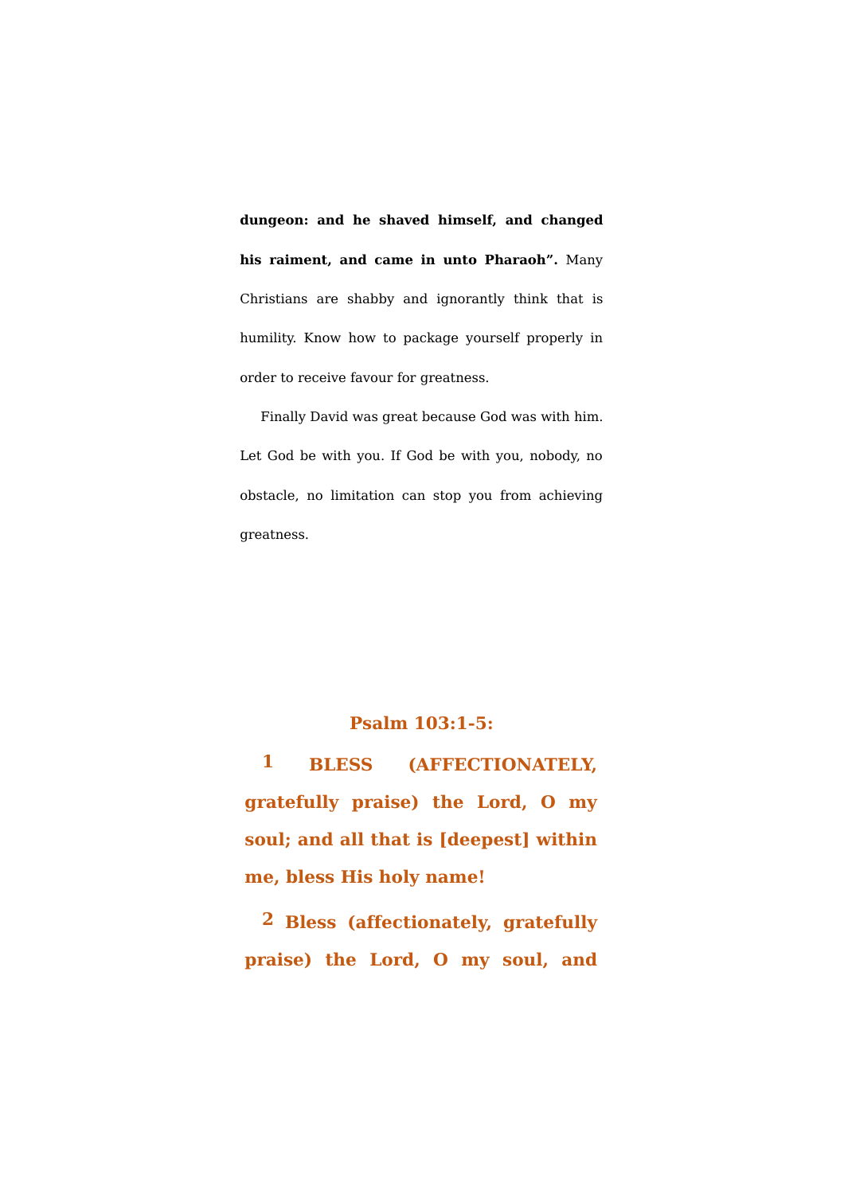**dungeon: and he shaved himself, and changed his raiment, and came in unto Pharaoh".** Many Christians are shabby and ignorantly think that is humility. Know how to package yourself properly in order to receive favour for greatness.

Finally David was great because God was with him. Let God be with you. If God be with you, nobody, no obstacle, no limitation can stop you from achieving greatness.

**Psalm 103:1-5:**

**1 BLESS (AFFECTIONATELY, gratefully praise) the Lord, O my soul; and all that is [deepest] within me, bless His holy name!**

**2 Bless (affectionately, gratefully praise) the Lord, O my soul, and**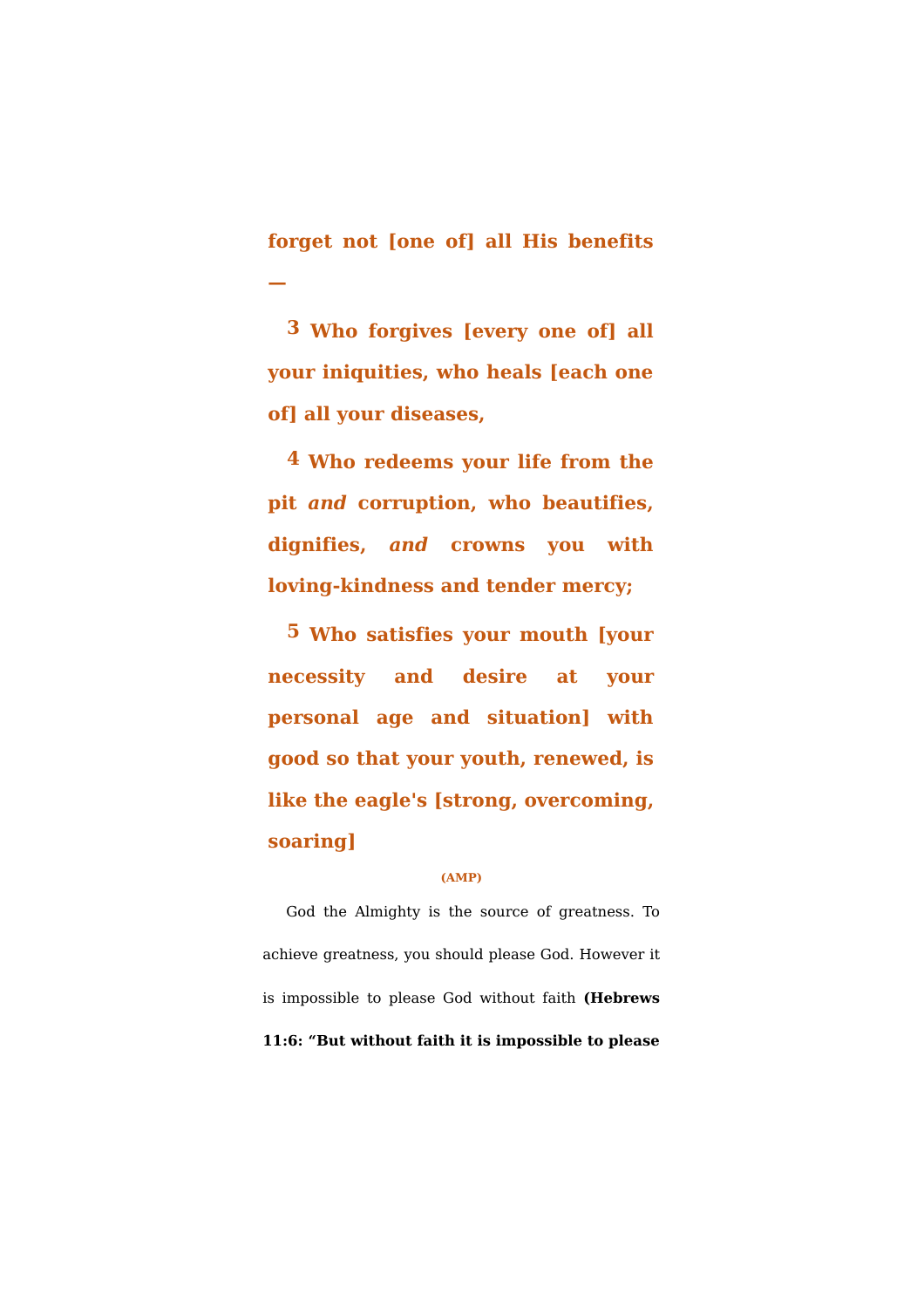**forget not [one of] all His benefits —**

**3 Who forgives [every one of] all your iniquities, who heals [each one of] all your diseases,**

**4 Who redeems your life from the pit *and* corruption, who beautifies, dignifies, *and* crowns you with loving-kindness and tender mercy;**

**5 Who satisfies your mouth [your necessity and desire at your personal age and situation] with good so that your youth, renewed, is like the eagle's [strong, overcoming, soaring]**

**(AMP)**

God the Almighty is the source of greatness. To achieve greatness, you should please God. However it is impossible to please God without faith **(Hebrews 11:6: "But without faith it is impossible to please**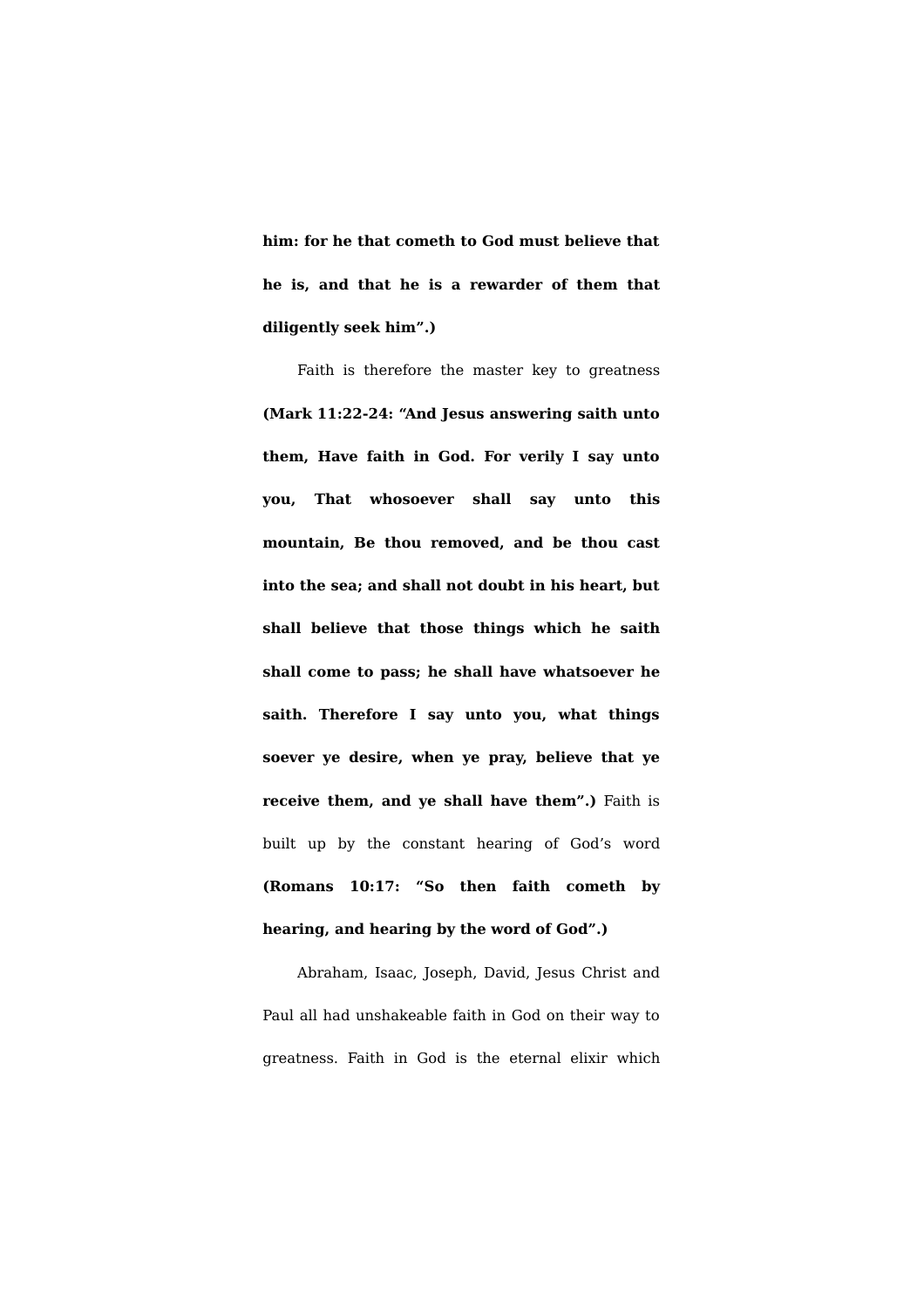**him: for he that cometh to God must believe that he is, and that he is a rewarder of them that diligently seek him".)**

Faith is therefore the master key to greatness **(Mark 11:22-24: "And Jesus answering saith unto them, Have faith in God. For verily I say unto you, That whosoever shall say unto this mountain, Be thou removed, and be thou cast into the sea; and shall not doubt in his heart, but shall believe that those things which he saith shall come to pass; he shall have whatsoever he saith. Therefore I say unto you, what things soever ye desire, when ye pray, believe that ye receive them, and ye shall have them".)** Faith is built up by the constant hearing of God's word **(Romans 10:17: "So then faith cometh by hearing, and hearing by the word of God".)**

Abraham, Isaac, Joseph, David, Jesus Christ and Paul all had unshakeable faith in God on their way to greatness. Faith in God is the eternal elixir which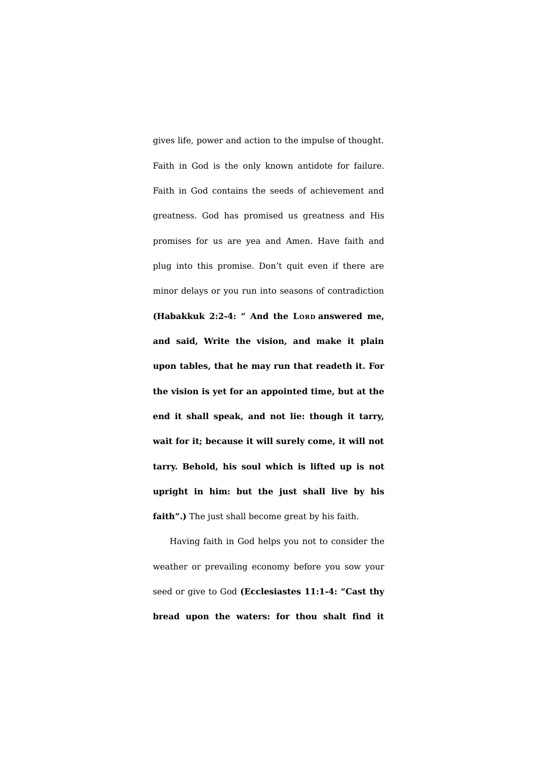gives life, power and action to the impulse of thought. Faith in God is the only known antidote for failure. Faith in God contains the seeds of achievement and greatness. God has promised us greatness and His promises for us are yea and Amen. Have faith and plug into this promise. Don't quit even if there are minor delays or you run into seasons of contradiction **(Habakkuk 2:2-4: " And the LORD answered me, and said, Write the vision, and make it plain upon tables, that he may run that readeth it. For the vision is yet for an appointed time, but at the end it shall speak, and not lie: though it tarry, wait for it; because it will surely come, it will not tarry. Behold, his soul which is lifted up is not upright in him: but the just shall live by his faith".)** The just shall become great by his faith.

Having faith in God helps you not to consider the weather or prevailing economy before you sow your seed or give to God **(Ecclesiastes 11:1-4: "Cast thy bread upon the waters: for thou shalt find it**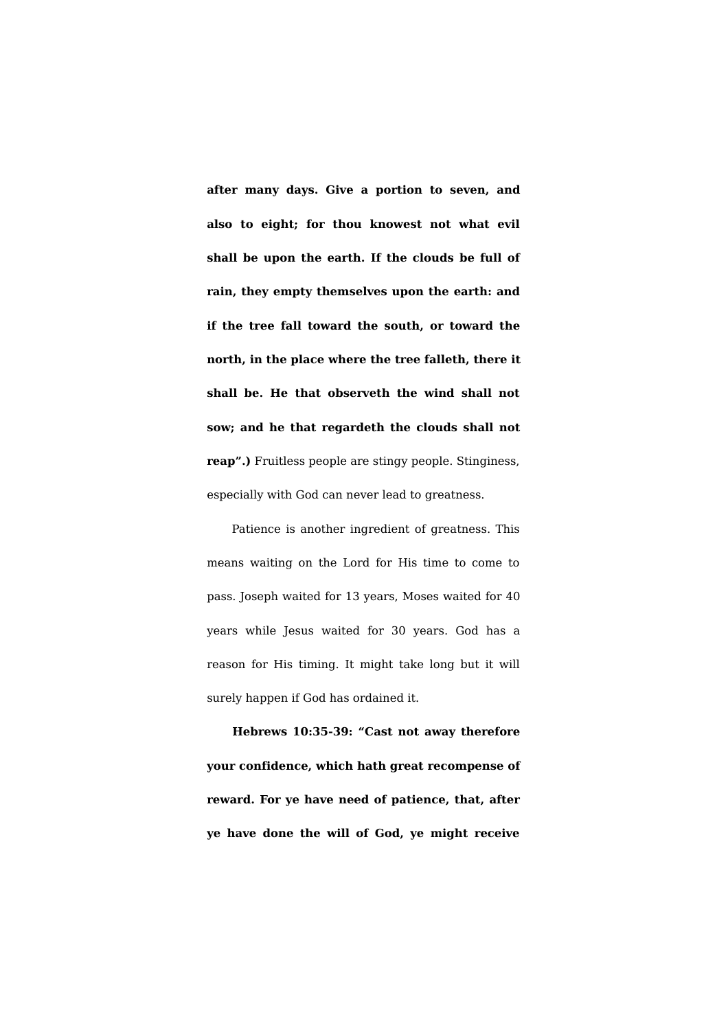**after many days. Give a portion to seven, and also to eight; for thou knowest not what evil shall be upon the earth. If the clouds be full of rain, they empty themselves upon the earth: and if the tree fall toward the south, or toward the north, in the place where the tree falleth, there it shall be. He that observeth the wind shall not sow; and he that regardeth the clouds shall not reap".)** Fruitless people are stingy people. Stinginess, especially with God can never lead to greatness.

Patience is another ingredient of greatness. This means waiting on the Lord for His time to come to pass. Joseph waited for 13 years, Moses waited for 40 years while Jesus waited for 30 years. God has a reason for His timing. It might take long but it will surely happen if God has ordained it.

**Hebrews 10:35-39: "Cast not away therefore your confidence, which hath great recompense of reward. For ye have need of patience, that, after ye have done the will of God, ye might receive**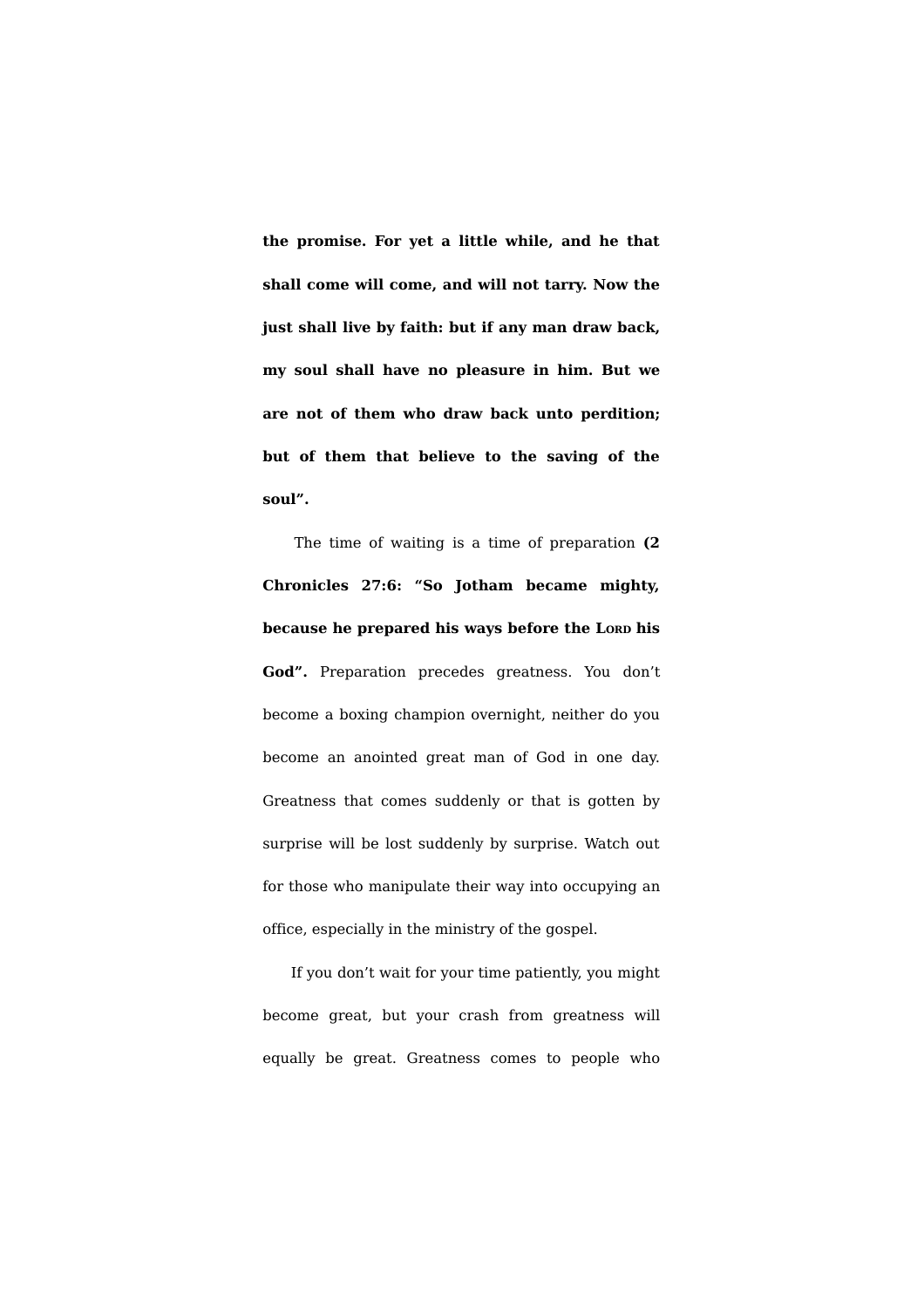**the promise. For yet a little while, and he that shall come will come, and will not tarry. Now the just shall live by faith: but if any man draw back, my soul shall have no pleasure in him. But we are not of them who draw back unto perdition; but of them that believe to the saving of the soul".**

The time of waiting is a time of preparation **(2 Chronicles 27:6: "So Jotham became mighty, because he prepared his ways before the LORD his God".** Preparation precedes greatness. You don't become a boxing champion overnight, neither do you become an anointed great man of God in one day. Greatness that comes suddenly or that is gotten by surprise will be lost suddenly by surprise. Watch out for those who manipulate their way into occupying an office, especially in the ministry of the gospel.

If you don't wait for your time patiently, you might become great, but your crash from greatness will equally be great. Greatness comes to people who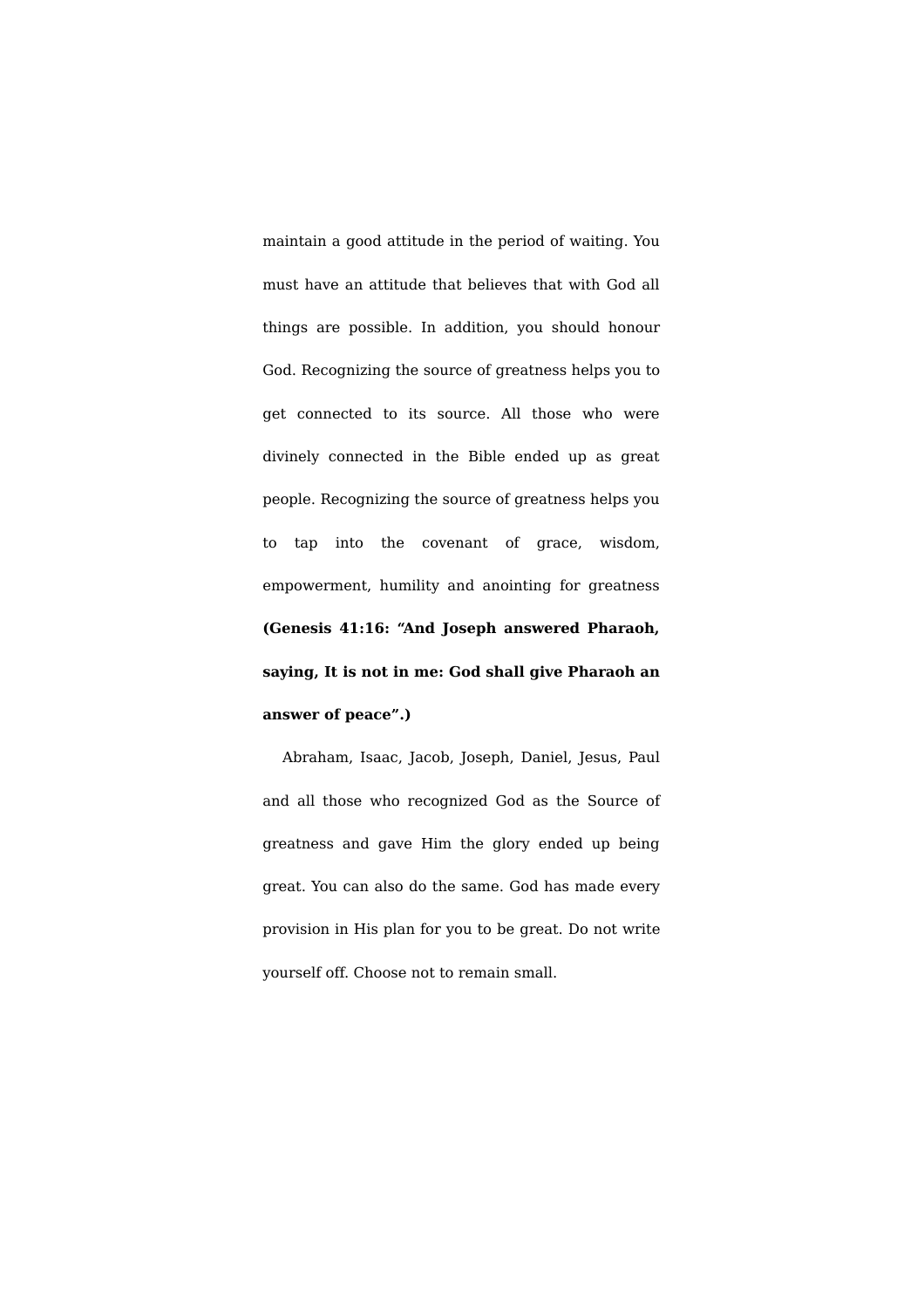maintain a good attitude in the period of waiting. You must have an attitude that believes that with God all things are possible. In addition, you should honour God. Recognizing the source of greatness helps you to get connected to its source. All those who were divinely connected in the Bible ended up as great people. Recognizing the source of greatness helps you to tap into the covenant of grace, wisdom, empowerment, humility and anointing for greatness **(Genesis 41:16: "And Joseph answered Pharaoh, saying, It is not in me: God shall give Pharaoh an answer of peace".)**

Abraham, Isaac, Jacob, Joseph, Daniel, Jesus, Paul and all those who recognized God as the Source of greatness and gave Him the glory ended up being great. You can also do the same. God has made every provision in His plan for you to be great. Do not write yourself off. Choose not to remain small.